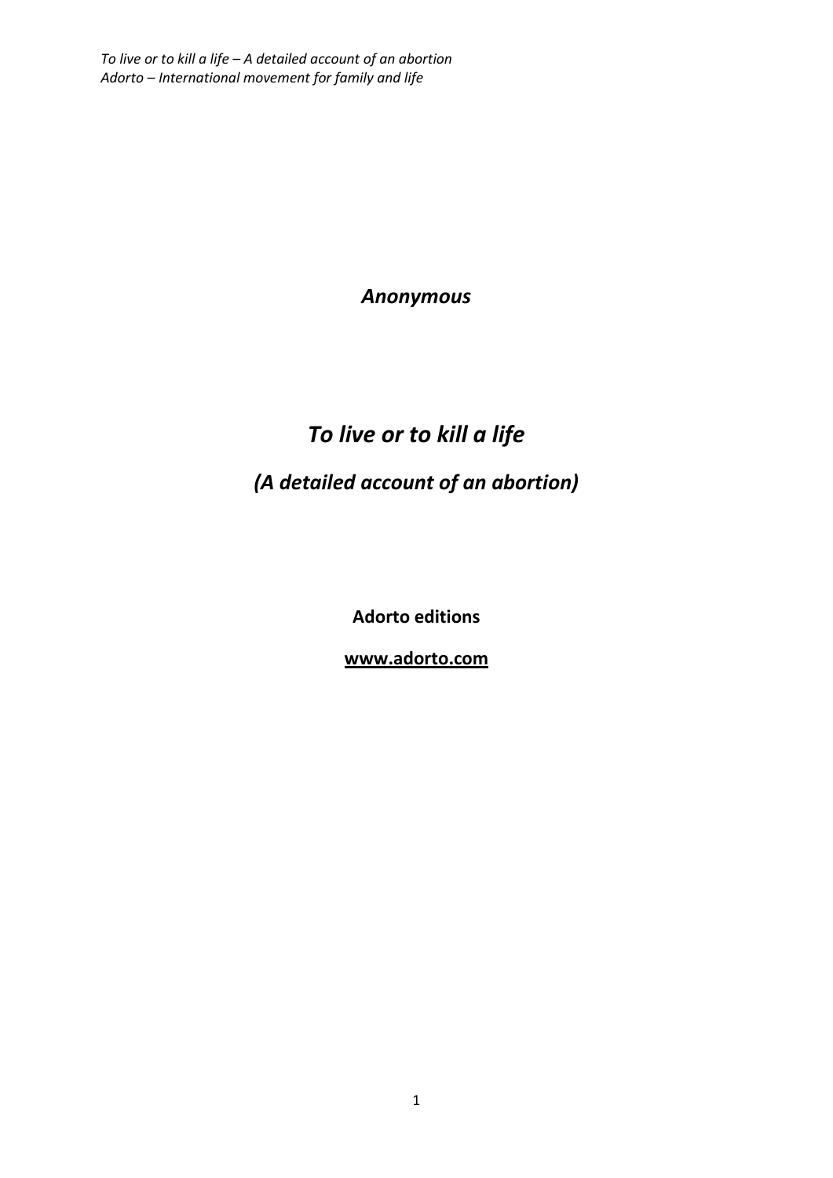*Anonymous*

# *To live or to kill a life*

## *(A detailed account of an abortion)*

**Adorto editions**

**www.adorto.com**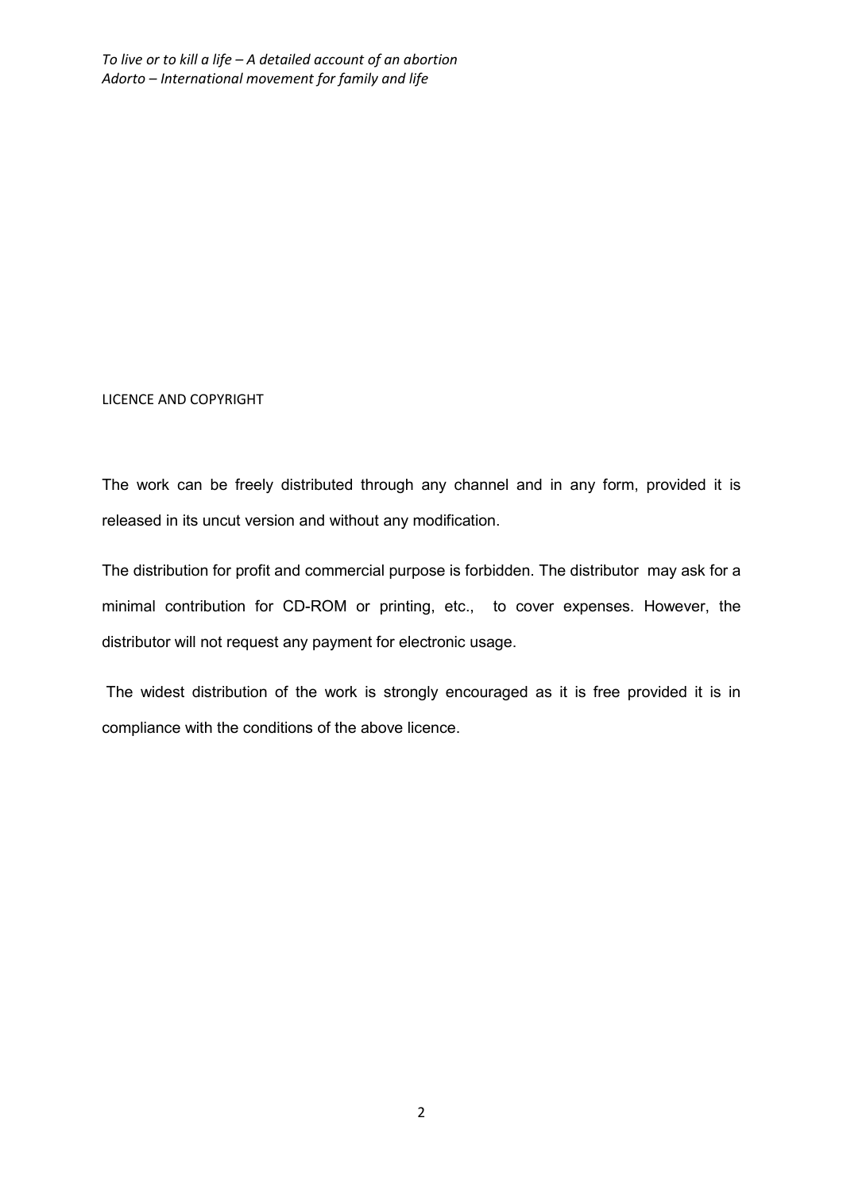LICENCE AND COPYRIGHT

The work can be freely distributed through any channel and in any form, provided it is released in its uncut version and without any modification.

The distribution for profit and commercial purpose is forbidden. The distributor may ask for a minimal contribution for CD-ROM or printing, etc., to cover expenses. However, the distributor will not request any payment for electronic usage.

The widest distribution of the work is strongly encouraged as it is free provided it is in compliance with the conditions of the above licence.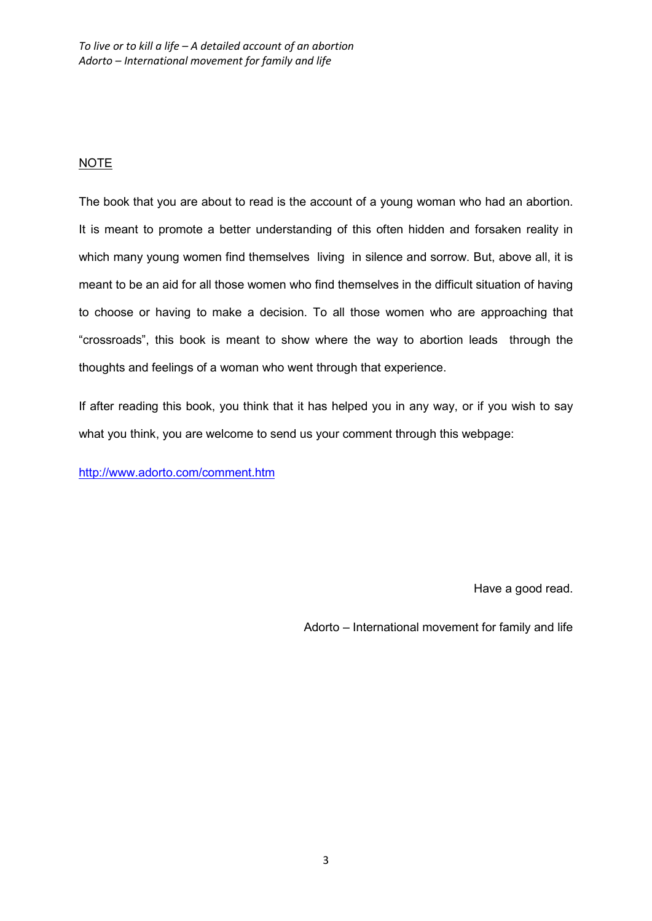## NOTE

The book that you are about to read is the account of a young woman who had an abortion. It is meant to promote a better understanding of this often hidden and forsaken reality in which many young women find themselves living in silence and sorrow. But, above all, it is meant to be an aid for all those women who find themselves in the difficult situation of having to choose or having to make a decision. To all those women who are approaching that "crossroads", this book is meant to show where the way to abortion leads through the thoughts and feelings of a woman who went through that experience.

If after reading this book, you think that it has helped you in any way, or if you wish to say what you think, you are welcome to send us your comment through this webpage:

http://www.adorto.com/comment.htm

Have a good read.

Adorto – International movement for family and life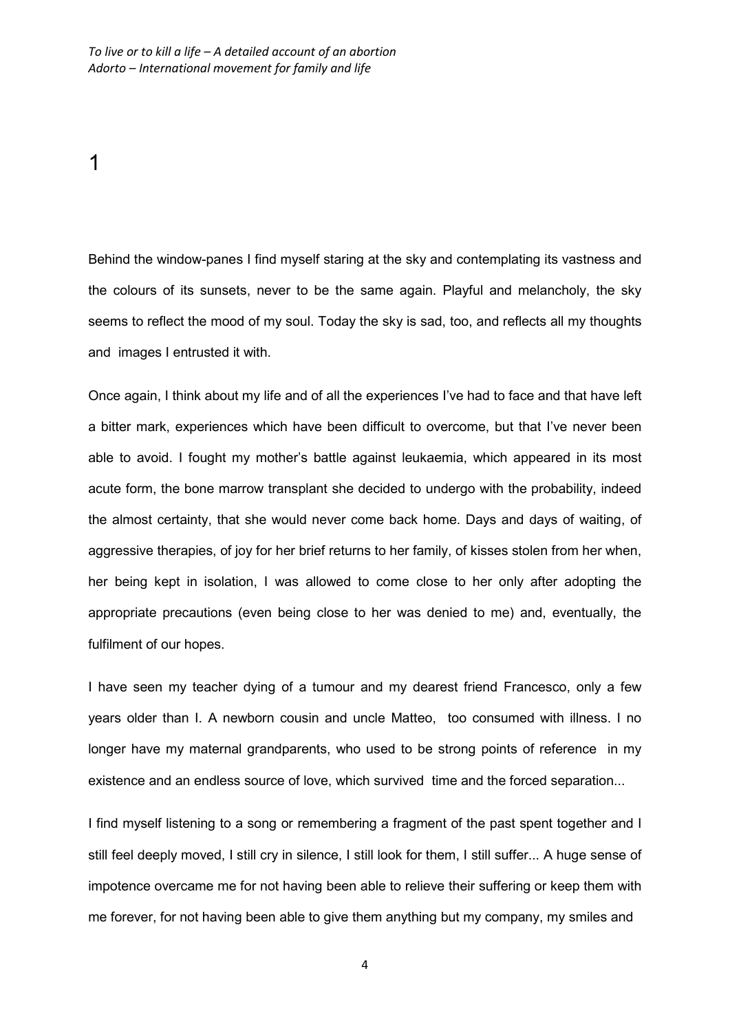# 1

Behind the window-panes I find myself staring at the sky and contemplating its vastness and the colours of its sunsets, never to be the same again. Playful and melancholy, the sky seems to reflect the mood of my soul. Today the sky is sad, too, and reflects all my thoughts and images I entrusted it with.

Once again, I think about my life and of all the experiences I've had to face and that have left a bitter mark, experiences which have been difficult to overcome, but that I've never been able to avoid. I fought my mother's battle against leukaemia, which appeared in its most acute form, the bone marrow transplant she decided to undergo with the probability, indeed the almost certainty, that she would never come back home. Days and days of waiting, of aggressive therapies, of joy for her brief returns to her family, of kisses stolen from her when, her being kept in isolation, I was allowed to come close to her only after adopting the appropriate precautions (even being close to her was denied to me) and, eventually, the fulfilment of our hopes.

I have seen my teacher dying of a tumour and my dearest friend Francesco, only a few years older than I. A newborn cousin and uncle Matteo, too consumed with illness. I no longer have my maternal grandparents, who used to be strong points of reference in my existence and an endless source of love, which survived time and the forced separation...

I find myself listening to a song or remembering a fragment of the past spent together and I still feel deeply moved, I still cry in silence, I still look for them, I still suffer... A huge sense of impotence overcame me for not having been able to relieve their suffering or keep them with me forever, for not having been able to give them anything but my company, my smiles and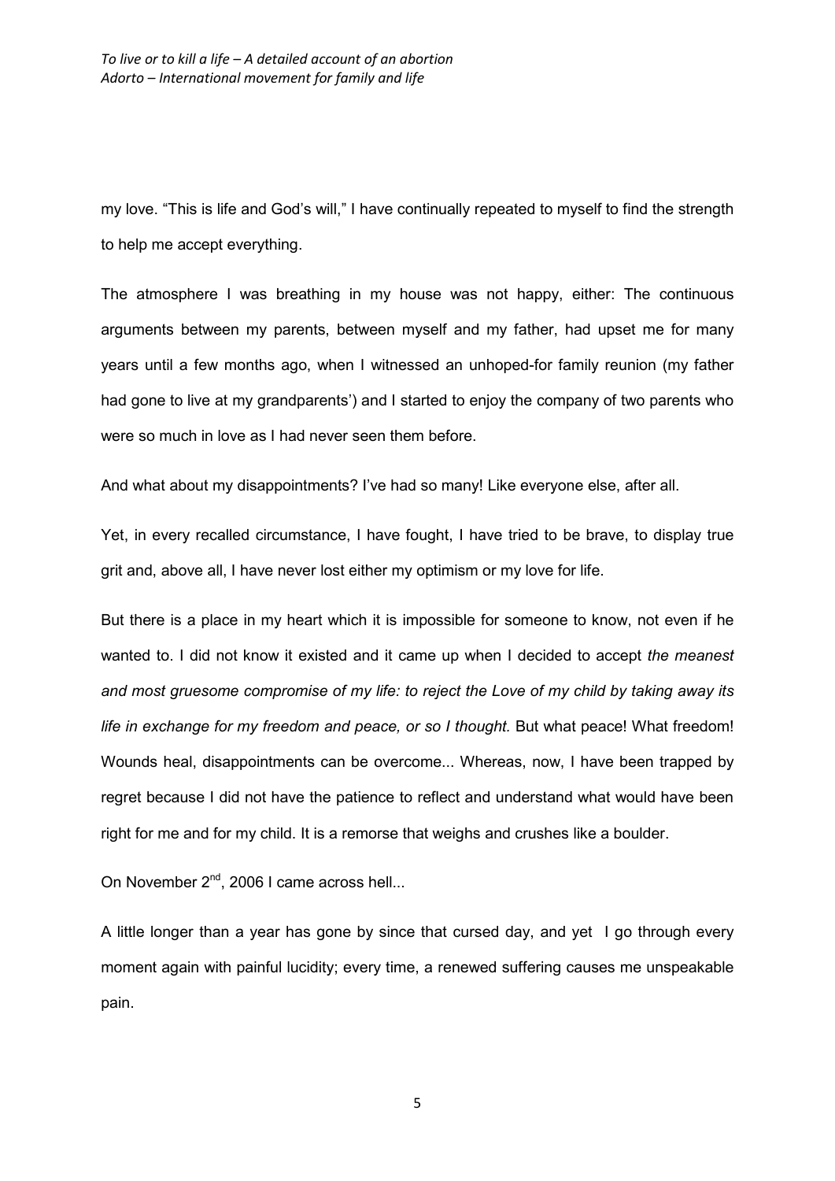my love. “This is life and God’s will,” I have continually repeated to myself to find the strength to help me accept everything.

The atmosphere I was breathing in my house was not happy, either: The continuous arguments between my parents, between myself and my father, had upset me for many years until a few months ago, when I witnessed an unhoped-for family reunion (my father had gone to live at my grandparents’) and I started to enjoy the company of two parents who were so much in love as I had never seen them before.

And what about my disappointments? I’ve had so many! Like everyone else, after all.

Yet, in every recalled circumstance, I have fought, I have tried to be brave, to display true grit and, above all, I have never lost either my optimism or my love for life.

But there is a place in my heart which it is impossible for someone to know, not even if he wanted to. I did not know it existed and it came up when I decided to accept *the meanest and most gruesome compromise of my life: to reject the Love of my child by taking away its life in exchange for my freedom and peace, or so I thought.* But what peace! What freedom! Wounds heal, disappointments can be overcome... Whereas, now, I have been trapped by regret because I did not have the patience to reflect and understand what would have been right for me and for my child. It is a remorse that weighs and crushes like a boulder.

On November 2nd, 2006 I came across hell...

A little longer than a year has gone by since that cursed day, and yet I go through every moment again with painful lucidity; every time, a renewed suffering causes me unspeakable pain.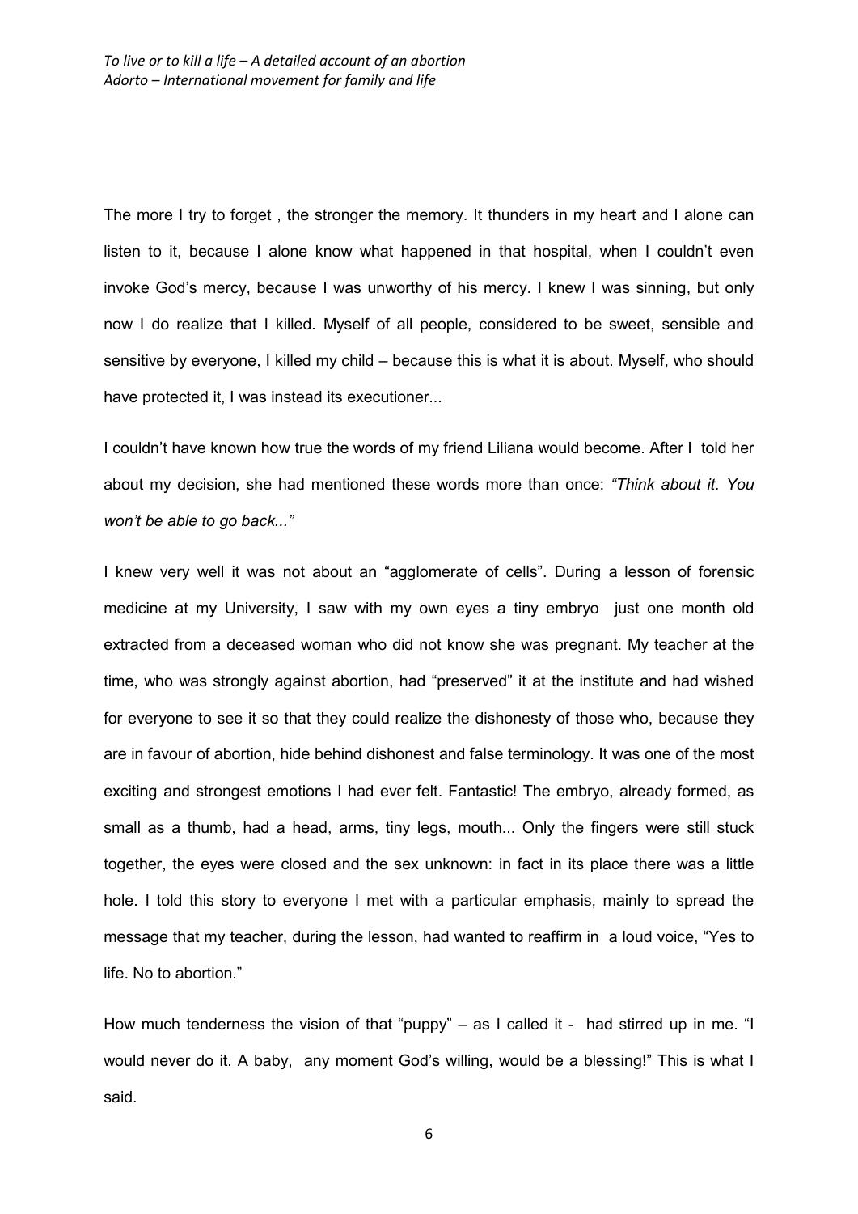The more I try to forget , the stronger the memory. It thunders in my heart and I alone can listen to it, because I alone know what happened in that hospital, when I couldn't even invoke God's mercy, because I was unworthy of his mercy. I knew I was sinning, but only now I do realize that I killed. Myself of all people, considered to be sweet, sensible and sensitive by everyone, I killed my child – because this is what it is about. Myself, who should have protected it, I was instead its executioner...

I couldn't have known how true the words of my friend Liliana would become. After I told her about my decision, she had mentioned these words more than once: *"Think about it. You won't be able to go back..."*

I knew very well it was not about an "agglomerate of cells". During a lesson of forensic medicine at my University, I saw with my own eyes a tiny embryo just one month old extracted from a deceased woman who did not know she was pregnant. My teacher at the time, who was strongly against abortion, had "preserved" it at the institute and had wished for everyone to see it so that they could realize the dishonesty of those who, because they are in favour of abortion, hide behind dishonest and false terminology. It was one of the most exciting and strongest emotions I had ever felt. Fantastic! The embryo, already formed, as small as a thumb, had a head, arms, tiny legs, mouth... Only the fingers were still stuck together, the eyes were closed and the sex unknown: in fact in its place there was a little hole. I told this story to everyone I met with a particular emphasis, mainly to spread the message that my teacher, during the lesson, had wanted to reaffirm in a loud voice, "Yes to life. No to abortion."

How much tenderness the vision of that "puppy" – as I called it - had stirred up in me. "I would never do it. A baby, any moment God's willing, would be a blessing!" This is what I said.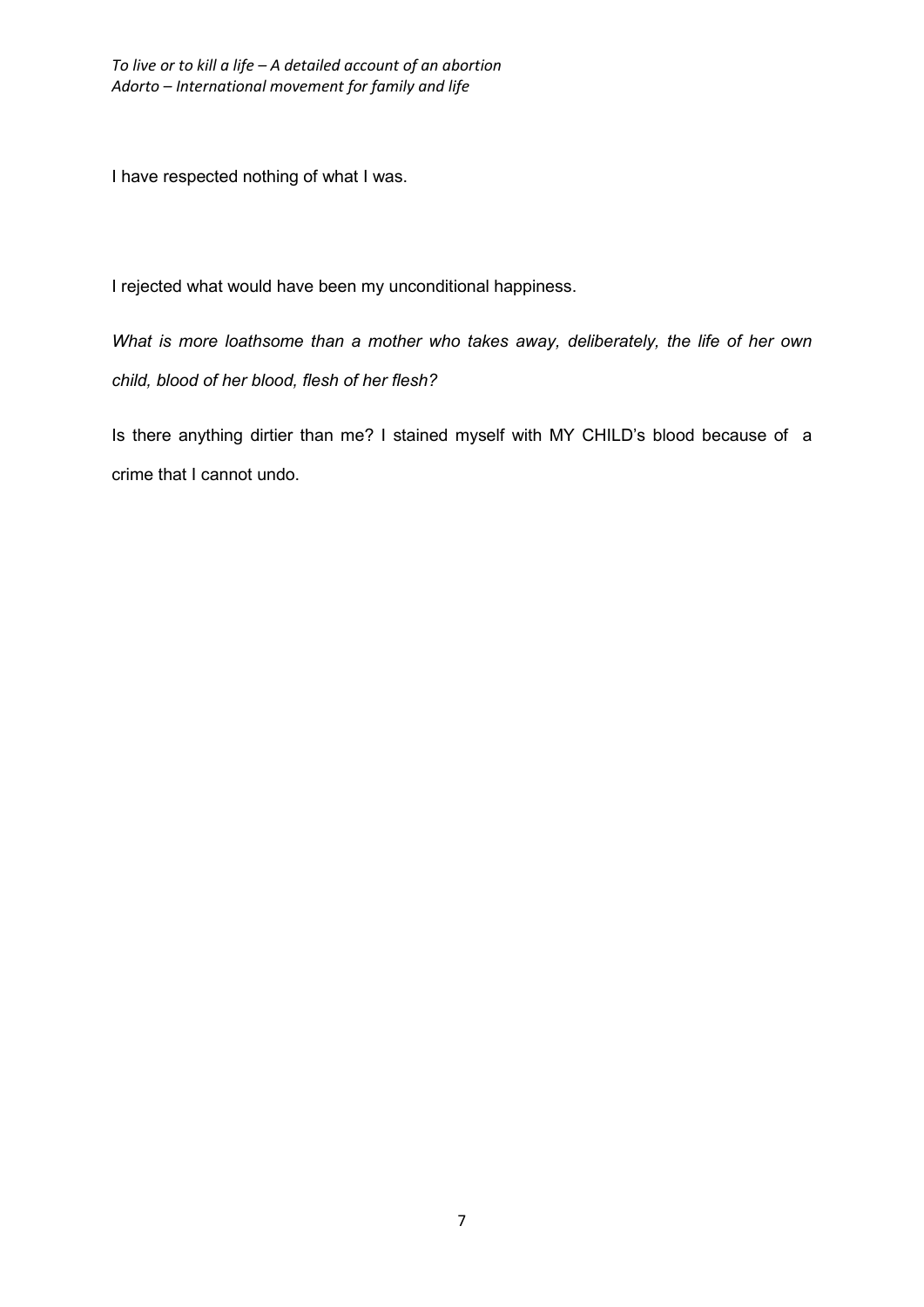I have respected nothing of what I was.

I rejected what would have been my unconditional happiness.

*What is more loathsome than a mother who takes away, deliberately, the life of her own child, blood of her blood, flesh of her flesh?*

Is there anything dirtier than me? I stained myself with MY CHILD's blood because of a crime that I cannot undo.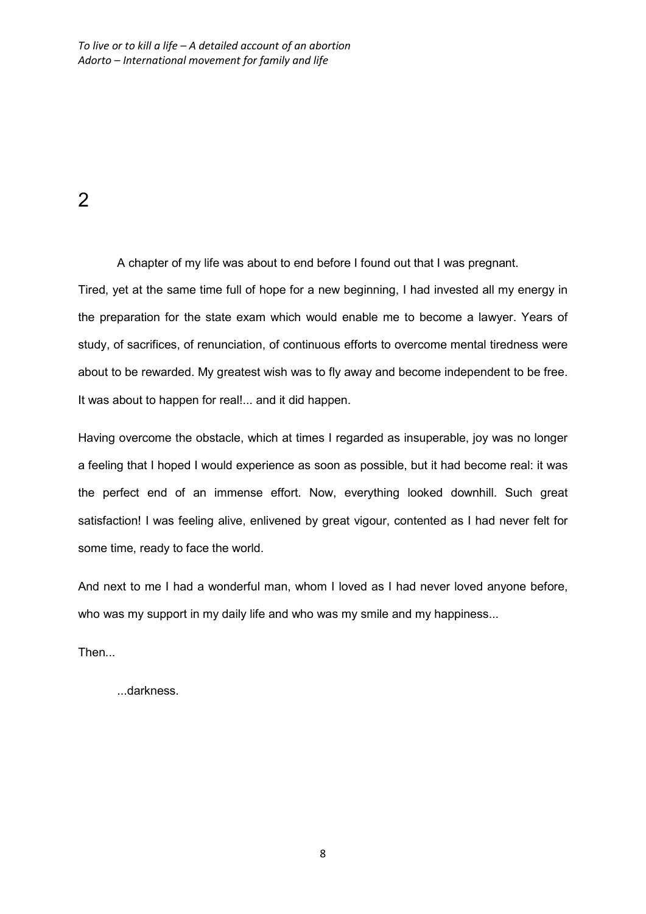## 2

A chapter of my life was about to end before I found out that I was pregnant. Tired, yet at the same time full of hope for a new beginning, I had invested all my energy in the preparation for the state exam which would enable me to become a lawyer. Years of study, of sacrifices, of renunciation, of continuous efforts to overcome mental tiredness were about to be rewarded. My greatest wish was to fly away and become independent to be free. It was about to happen for real!... and it did happen.

Having overcome the obstacle, which at times I regarded as insuperable, joy was no longer a feeling that I hoped I would experience as soon as possible, but it had become real: it was the perfect end of an immense effort. Now, everything looked downhill. Such great satisfaction! I was feeling alive, enlivened by great vigour, contented as I had never felt for some time, ready to face the world.

And next to me I had a wonderful man, whom I loved as I had never loved anyone before, who was my support in my daily life and who was my smile and my happiness...

Then...

...darkness.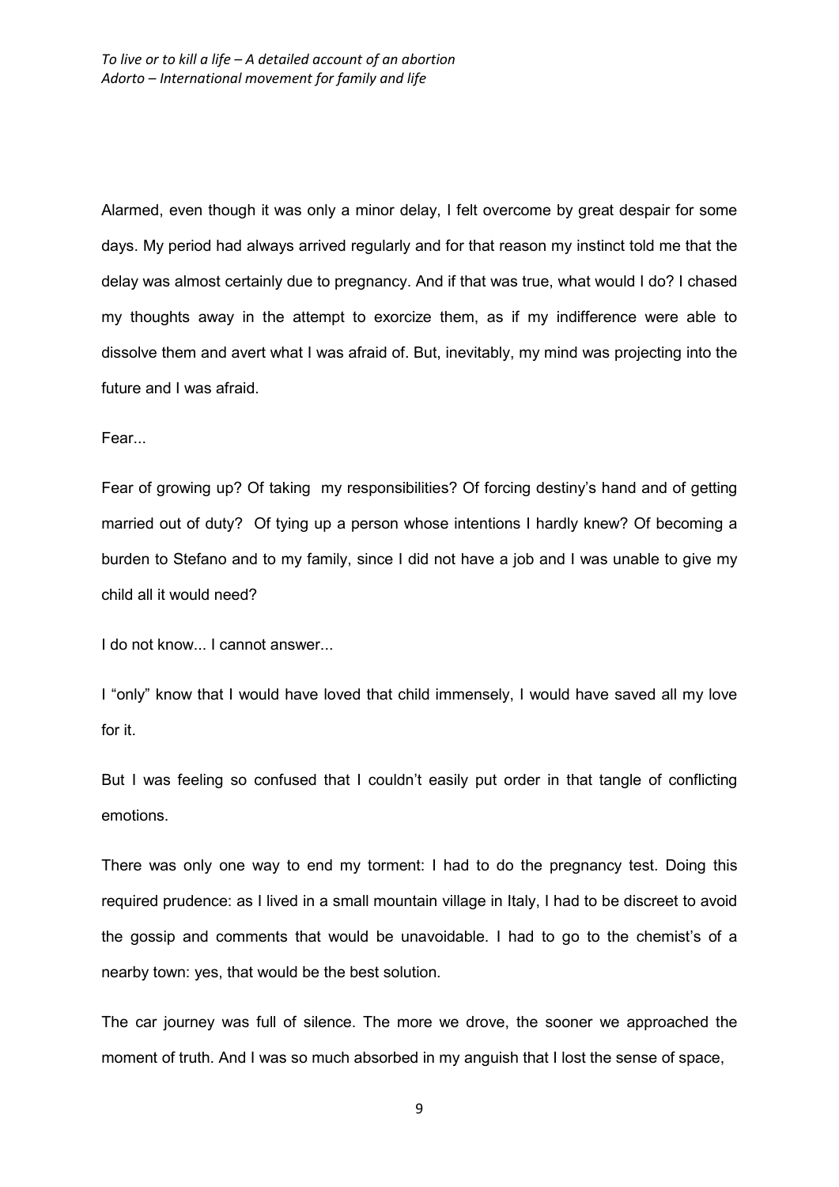Alarmed, even though it was only a minor delay, I felt overcome by great despair for some days. My period had always arrived regularly and for that reason my instinct told me that the delay was almost certainly due to pregnancy. And if that was true, what would I do? I chased my thoughts away in the attempt to exorcize them, as if my indifference were able to dissolve them and avert what I was afraid of. But, inevitably, my mind was projecting into the future and I was afraid.

Fear...

Fear of growing up? Of taking my responsibilities? Of forcing destiny's hand and of getting married out of duty? Of tying up a person whose intentions I hardly knew? Of becoming a burden to Stefano and to my family, since I did not have a job and I was unable to give my child all it would need?

I do not know... I cannot answer...

I "only" know that I would have loved that child immensely, I would have saved all my love for it.

But I was feeling so confused that I couldn't easily put order in that tangle of conflicting emotions.

There was only one way to end my torment: I had to do the pregnancy test. Doing this required prudence: as I lived in a small mountain village in Italy, I had to be discreet to avoid the gossip and comments that would be unavoidable. I had to go to the chemist's of a nearby town: yes, that would be the best solution.

The car journey was full of silence. The more we drove, the sooner we approached the moment of truth. And I was so much absorbed in my anguish that I lost the sense of space,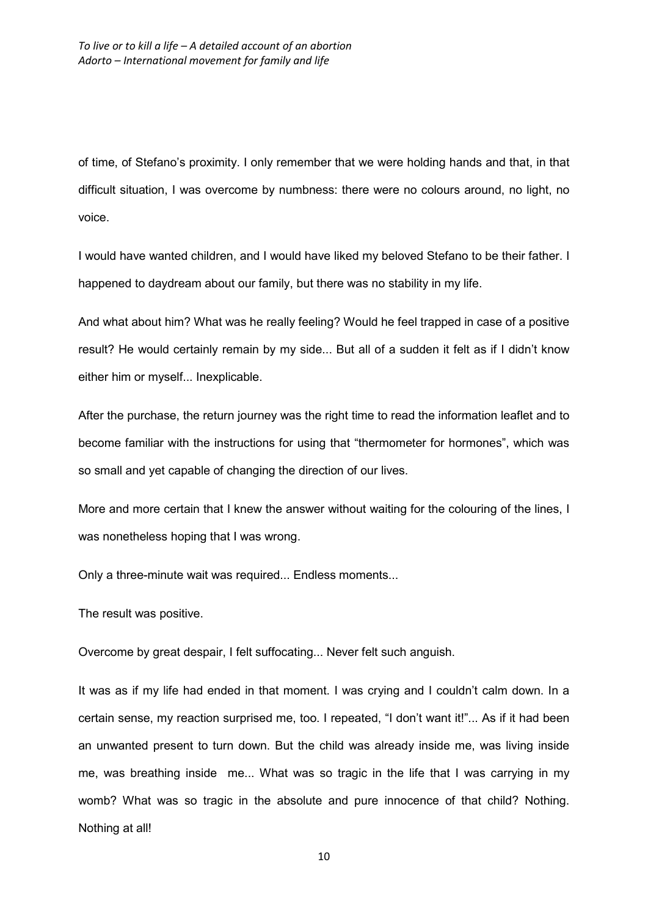of time, of Stefano's proximity. I only remember that we were holding hands and that, in that difficult situation, I was overcome by numbness: there were no colours around, no light, no voice.

I would have wanted children, and I would have liked my beloved Stefano to be their father. I happened to daydream about our family, but there was no stability in my life.

And what about him? What was he really feeling? Would he feel trapped in case of a positive result? He would certainly remain by my side... But all of a sudden it felt as if I didn't know either him or myself... Inexplicable.

After the purchase, the return journey was the right time to read the information leaflet and to become familiar with the instructions for using that "thermometer for hormones", which was so small and yet capable of changing the direction of our lives.

More and more certain that I knew the answer without waiting for the colouring of the lines, I was nonetheless hoping that I was wrong.

Only a three-minute wait was required... Endless moments...

The result was positive.

Overcome by great despair, I felt suffocating... Never felt such anguish.

It was as if my life had ended in that moment. I was crying and I couldn't calm down. In a certain sense, my reaction surprised me, too. I repeated, "I don't want it!"... As if it had been an unwanted present to turn down. But the child was already inside me, was living inside me, was breathing inside me... What was so tragic in the life that I was carrying in my womb? What was so tragic in the absolute and pure innocence of that child? Nothing. Nothing at all!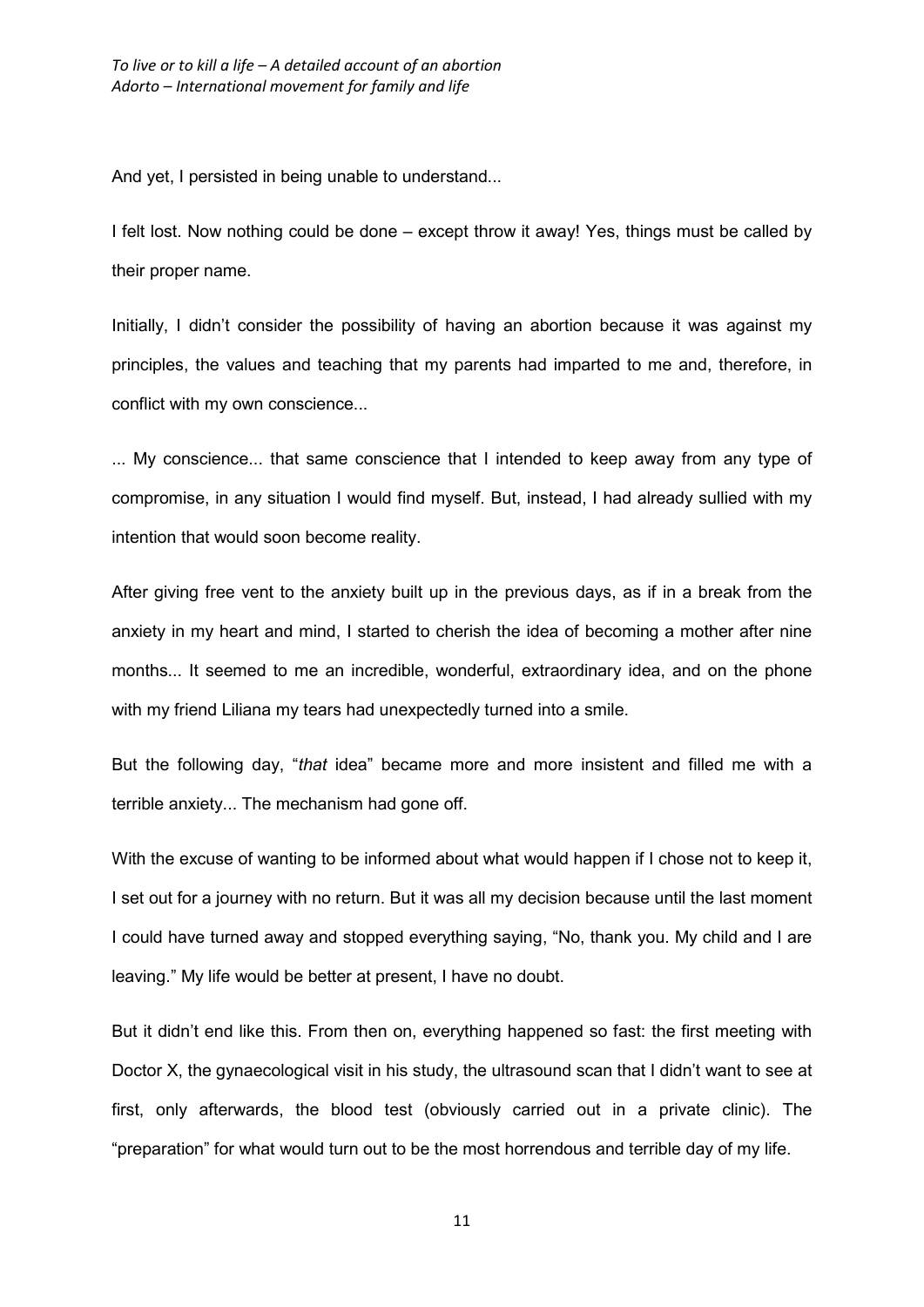And yet, I persisted in being unable to understand...

I felt lost. Now nothing could be done – except throw it away! Yes, things must be called by their proper name.

Initially, I didn't consider the possibility of having an abortion because it was against my principles, the values and teaching that my parents had imparted to me and, therefore, in conflict with my own conscience...

... My conscience... that same conscience that I intended to keep away from any type of compromise, in any situation I would find myself. But, instead, I had already sullied with my intention that would soon become reality.

After giving free vent to the anxiety built up in the previous days, as if in a break from the anxiety in my heart and mind, I started to cherish the idea of becoming a mother after nine months... It seemed to me an incredible, wonderful, extraordinary idea, and on the phone with my friend Liliana my tears had unexpectedly turned into a smile.

But the following day, "*that* idea" became more and more insistent and filled me with a terrible anxiety... The mechanism had gone off.

With the excuse of wanting to be informed about what would happen if I chose not to keep it, I set out for a journey with no return. But it was all my decision because until the last moment I could have turned away and stopped everything saying, "No, thank you. My child and I are leaving." My life would be better at present, I have no doubt.

But it didn't end like this. From then on, everything happened so fast: the first meeting with Doctor X, the gynaecological visit in his study, the ultrasound scan that I didn't want to see at first, only afterwards, the blood test (obviously carried out in a private clinic). The "preparation" for what would turn out to be the most horrendous and terrible day of my life.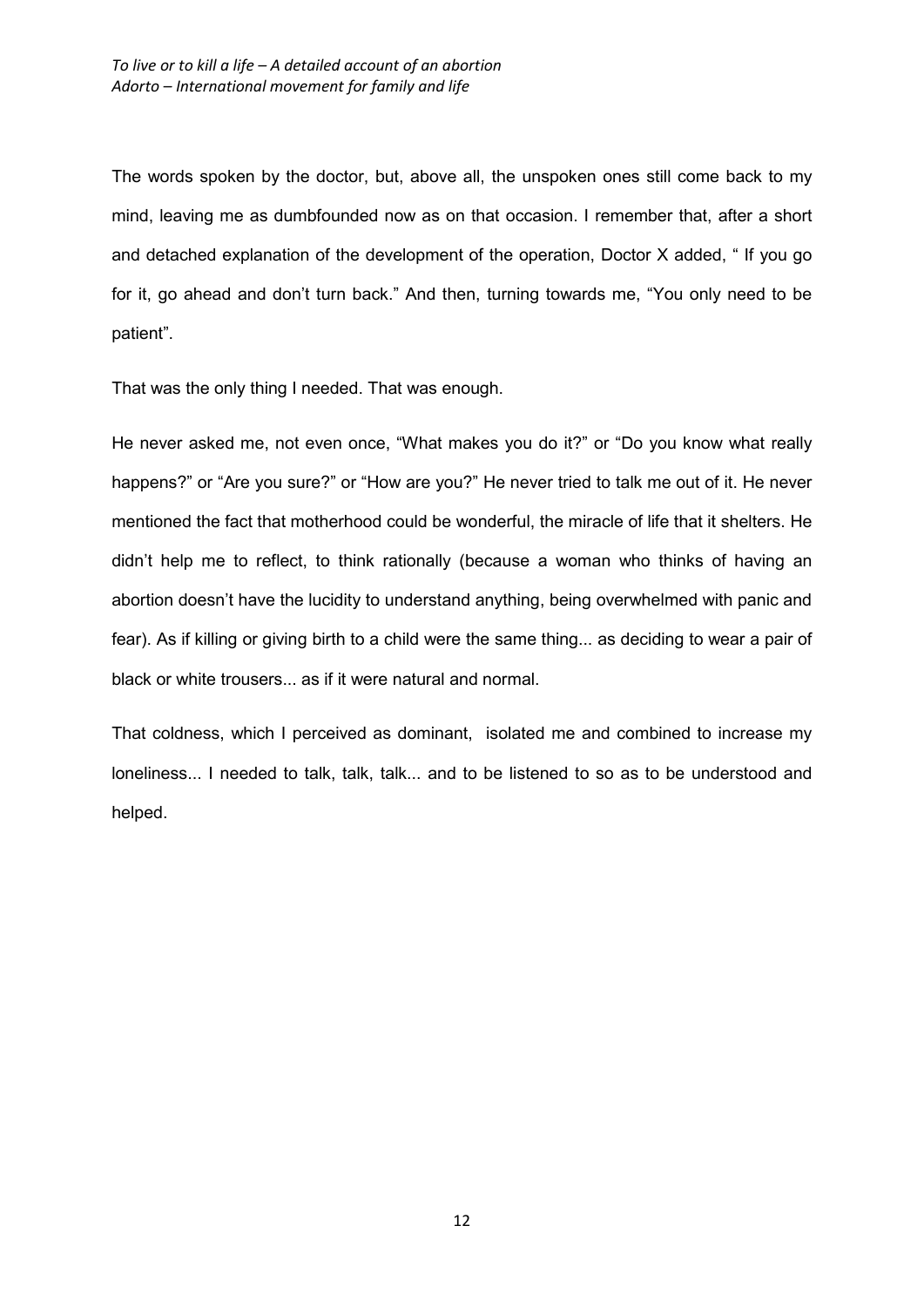The words spoken by the doctor, but, above all, the unspoken ones still come back to my mind, leaving me as dumbfounded now as on that occasion. I remember that, after a short and detached explanation of the development of the operation, Doctor X added, " If you go for it, go ahead and don't turn back." And then, turning towards me, "You only need to be patient".

That was the only thing I needed. That was enough.

He never asked me, not even once, "What makes you do it?" or "Do you know what really happens?" or "Are you sure?" or "How are you?" He never tried to talk me out of it. He never mentioned the fact that motherhood could be wonderful, the miracle of life that it shelters. He didn't help me to reflect, to think rationally (because a woman who thinks of having an abortion doesn't have the lucidity to understand anything, being overwhelmed with panic and fear). As if killing or giving birth to a child were the same thing... as deciding to wear a pair of black or white trousers... as if it were natural and normal.

That coldness, which I perceived as dominant, isolated me and combined to increase my loneliness... I needed to talk, talk, talk... and to be listened to so as to be understood and helped.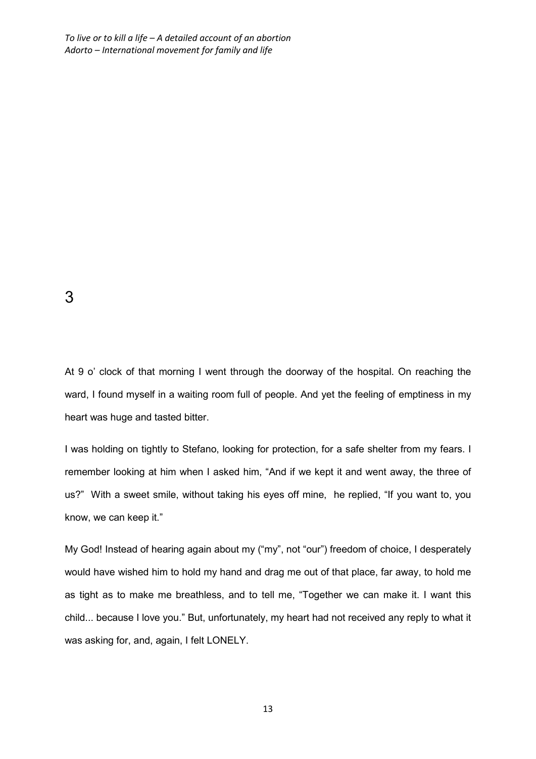# 3

At 9 o' clock of that morning I went through the doorway of the hospital. On reaching the ward, I found myself in a waiting room full of people. And yet the feeling of emptiness in my heart was huge and tasted bitter.

I was holding on tightly to Stefano, looking for protection, for a safe shelter from my fears. I remember looking at him when I asked him, "And if we kept it and went away, the three of us?" With a sweet smile, without taking his eyes off mine, he replied, "If you want to, you know, we can keep it."

My God! Instead of hearing again about my ("my", not "our") freedom of choice, I desperately would have wished him to hold my hand and drag me out of that place, far away, to hold me as tight as to make me breathless, and to tell me, "Together we can make it. I want this child... because I love you." But, unfortunately, my heart had not received any reply to what it was asking for, and, again, I felt LONELY.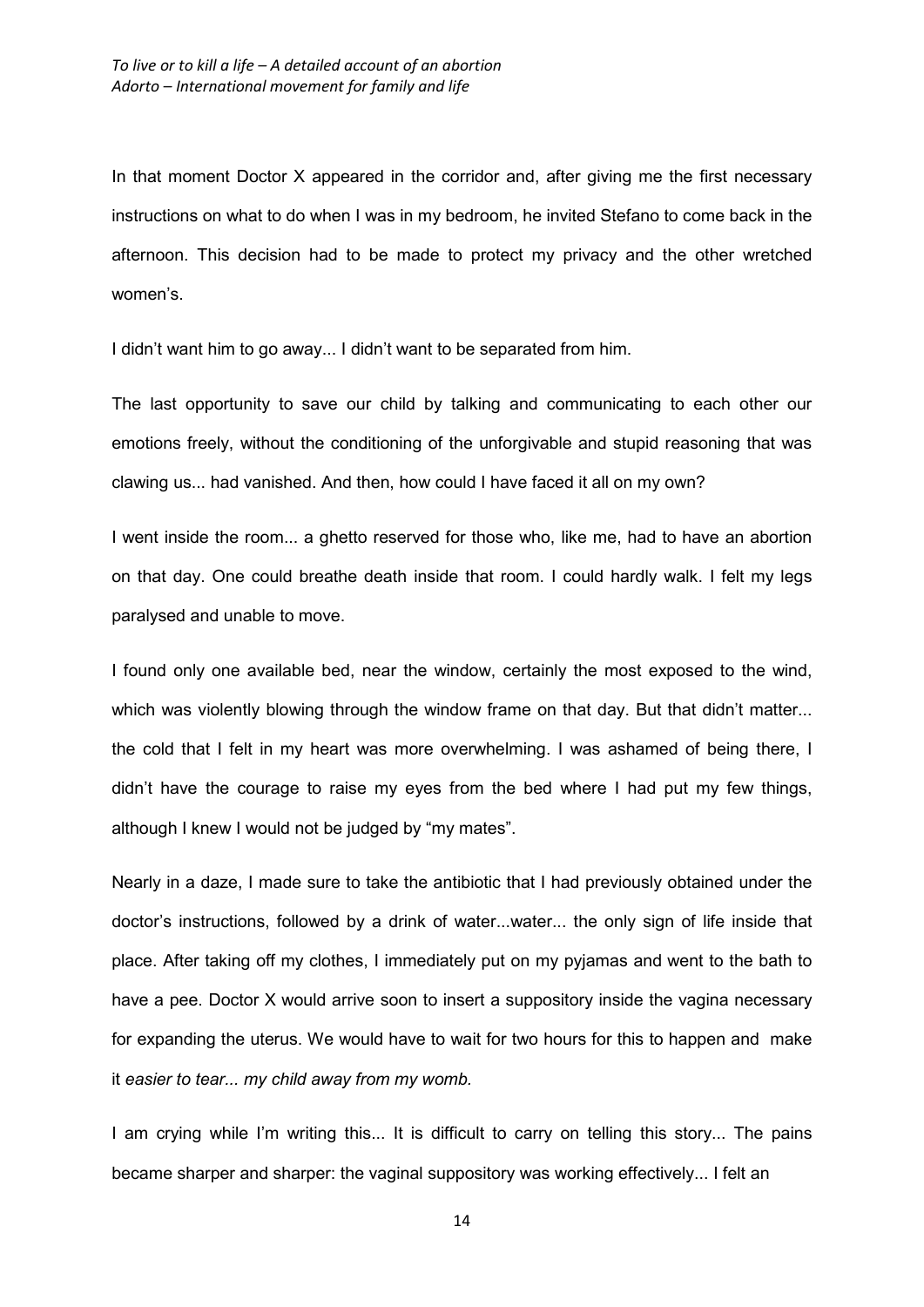In that moment Doctor X appeared in the corridor and, after giving me the first necessary instructions on what to do when I was in my bedroom, he invited Stefano to come back in the afternoon. This decision had to be made to protect my privacy and the other wretched women's.

I didn't want him to go away... I didn't want to be separated from him.

The last opportunity to save our child by talking and communicating to each other our emotions freely, without the conditioning of the unforgivable and stupid reasoning that was clawing us... had vanished. And then, how could I have faced it all on my own?

I went inside the room... a ghetto reserved for those who, like me, had to have an abortion on that day. One could breathe death inside that room. I could hardly walk. I felt my legs paralysed and unable to move.

I found only one available bed, near the window, certainly the most exposed to the wind, which was violently blowing through the window frame on that day. But that didn't matter... the cold that I felt in my heart was more overwhelming. I was ashamed of being there, I didn't have the courage to raise my eyes from the bed where I had put my few things, although I knew I would not be judged by "my mates".

Nearly in a daze, I made sure to take the antibiotic that I had previously obtained under the doctor's instructions, followed by a drink of water...water... the only sign of life inside that place. After taking off my clothes, I immediately put on my pyjamas and went to the bath to have a pee. Doctor X would arrive soon to insert a suppository inside the vagina necessary for expanding the uterus. We would have to wait for two hours for this to happen and make it *easier to tear... my child away from my womb.*

I am crying while I'm writing this... It is difficult to carry on telling this story... The pains became sharper and sharper: the vaginal suppository was working effectively... I felt an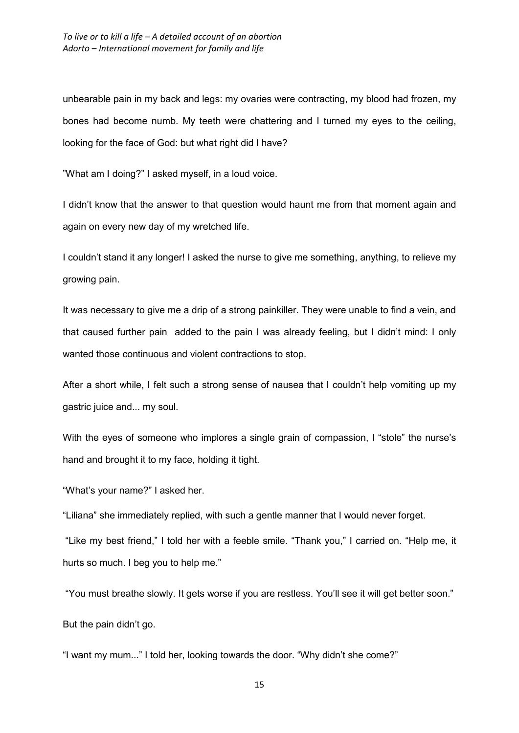unbearable pain in my back and legs: my ovaries were contracting, my blood had frozen, my bones had become numb. My teeth were chattering and I turned my eyes to the ceiling, looking for the face of God: but what right did I have?

”What am I doing?” I asked myself, in a loud voice.

I didn’t know that the answer to that question would haunt me from that moment again and again on every new day of my wretched life.

I couldn’t stand it any longer! I asked the nurse to give me something, anything, to relieve my growing pain.

It was necessary to give me a drip of a strong painkiller. They were unable to find a vein, and that caused further pain  added to the pain I was already feeling, but I didn’t mind: I only wanted those continuous and violent contractions to stop.

After a short while, I felt such a strong sense of nausea that I couldn’t help vomiting up my gastric juice and... my soul.

With the eyes of someone who implores a single grain of compassion, I “stole” the nurse’s hand and brought it to my face, holding it tight.

“What’s your name?” I asked her.

“Liliana” she immediately replied, with such a gentle manner that I would never forget.

“Like my best friend,” I told her with a feeble smile. “Thank you,” I carried on. “Help me, it hurts so much. I beg you to help me.”

“You must breathe slowly. It gets worse if you are restless. You’ll see it will get better soon.”

But the pain didn’t go.

“I want my mum...” I told her, looking towards the door. “Why didn’t she come?”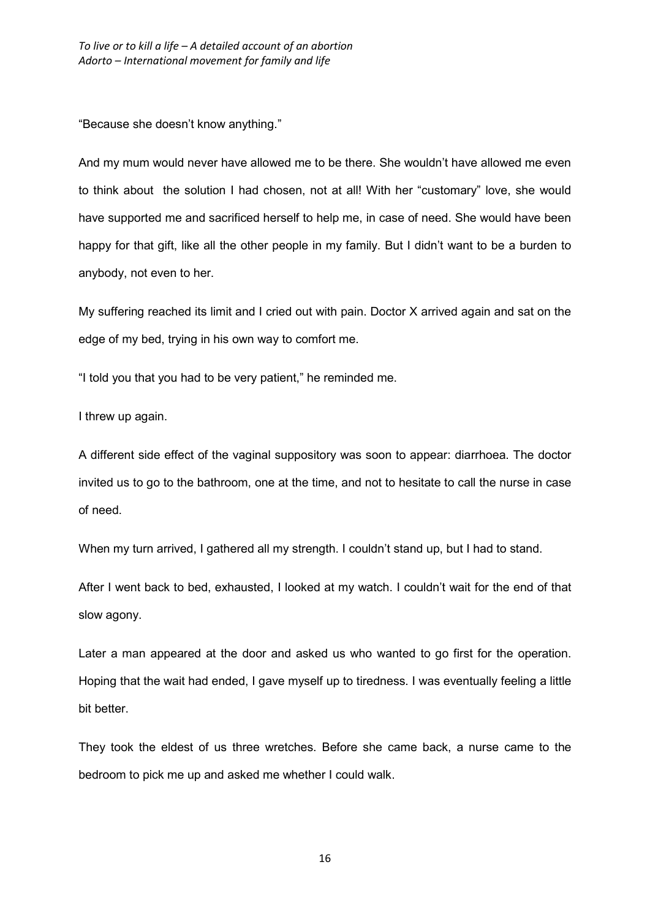"Because she doesn't know anything."

And my mum would never have allowed me to be there. She wouldn't have allowed me even to think about  the solution I had chosen, not at all! With her "customary" love, she would have supported me and sacrificed herself to help me, in case of need. She would have been happy for that gift, like all the other people in my family. But I didn't want to be a burden to anybody, not even to her.

My suffering reached its limit and I cried out with pain. Doctor X arrived again and sat on the edge of my bed, trying in his own way to comfort me.

"I told you that you had to be very patient," he reminded me.

I threw up again.

A different side effect of the vaginal suppository was soon to appear: diarrhoea. The doctor invited us to go to the bathroom, one at the time, and not to hesitate to call the nurse in case of need.

When my turn arrived, I gathered all my strength. I couldn't stand up, but I had to stand.

After I went back to bed, exhausted, I looked at my watch. I couldn't wait for the end of that slow agony.

Later a man appeared at the door and asked us who wanted to go first for the operation. Hoping that the wait had ended, I gave myself up to tiredness. I was eventually feeling a little bit better.

They took the eldest of us three wretches. Before she came back, a nurse came to the bedroom to pick me up and asked me whether I could walk.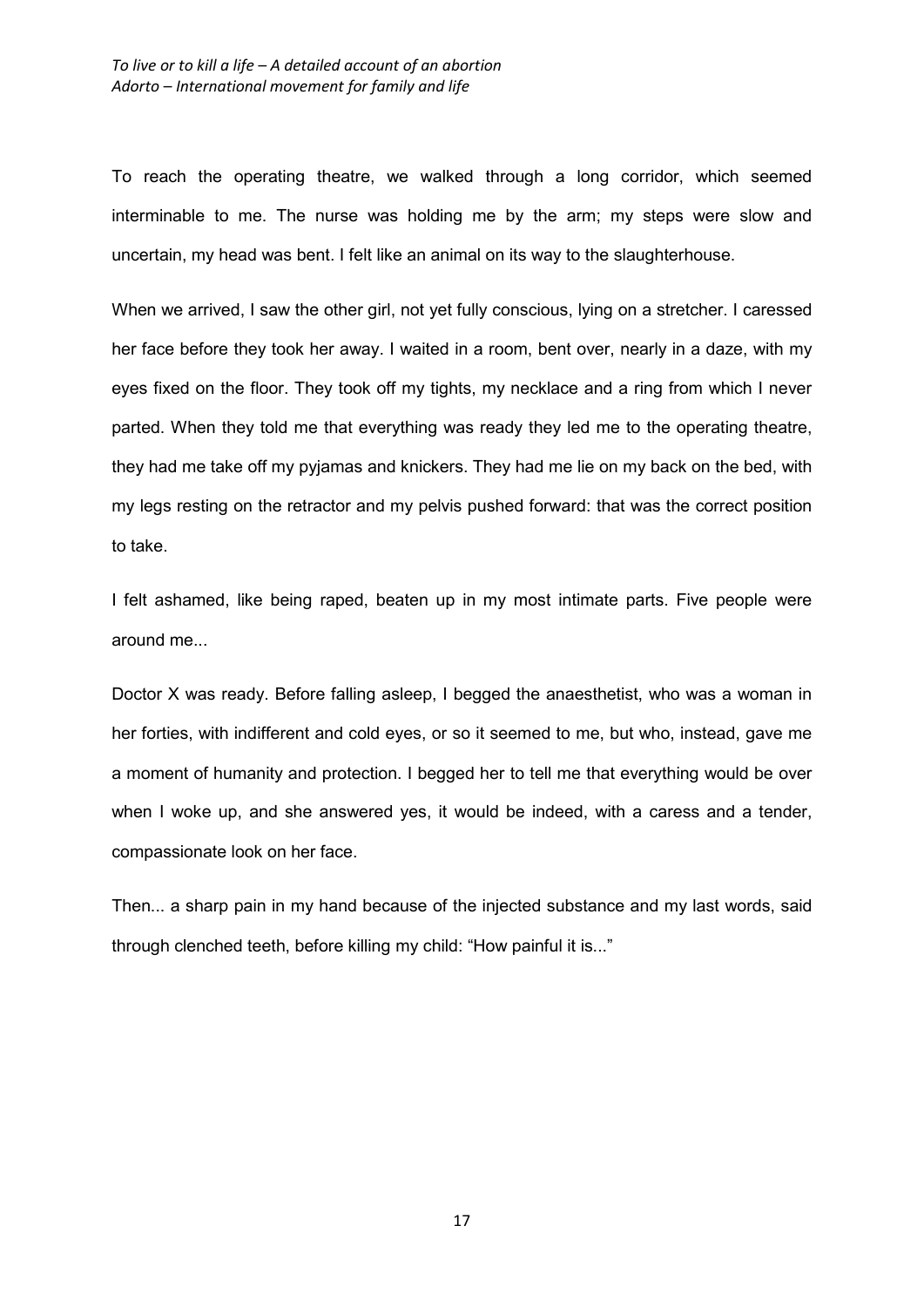To reach the operating theatre, we walked through a long corridor, which seemed interminable to me. The nurse was holding me by the arm; my steps were slow and uncertain, my head was bent. I felt like an animal on its way to the slaughterhouse.

When we arrived, I saw the other girl, not yet fully conscious, lying on a stretcher. I caressed her face before they took her away. I waited in a room, bent over, nearly in a daze, with my eyes fixed on the floor. They took off my tights, my necklace and a ring from which I never parted. When they told me that everything was ready they led me to the operating theatre, they had me take off my pyjamas and knickers. They had me lie on my back on the bed, with my legs resting on the retractor and my pelvis pushed forward: that was the correct position to take.

I felt ashamed, like being raped, beaten up in my most intimate parts. Five people were around me...

Doctor X was ready. Before falling asleep, I begged the anaesthetist, who was a woman in her forties, with indifferent and cold eyes, or so it seemed to me, but who, instead, gave me a moment of humanity and protection. I begged her to tell me that everything would be over when I woke up, and she answered yes, it would be indeed, with a caress and a tender, compassionate look on her face.

Then... a sharp pain in my hand because of the injected substance and my last words, said through clenched teeth, before killing my child: "How painful it is..."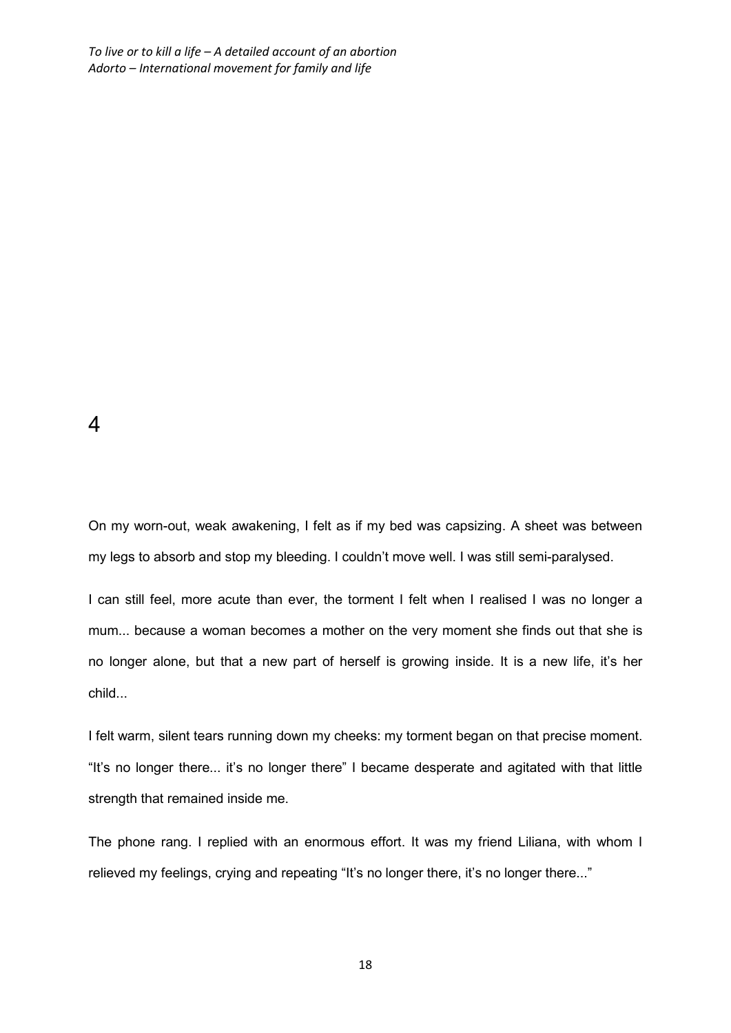# 4

On my worn-out, weak awakening, I felt as if my bed was capsizing. A sheet was between my legs to absorb and stop my bleeding. I couldn't move well. I was still semi-paralysed.

I can still feel, more acute than ever, the torment I felt when I realised I was no longer a mum... because a woman becomes a mother on the very moment she finds out that she is no longer alone, but that a new part of herself is growing inside. It is a new life, it's her child...

I felt warm, silent tears running down my cheeks: my torment began on that precise moment. "It's no longer there... it's no longer there" I became desperate and agitated with that little strength that remained inside me.

The phone rang. I replied with an enormous effort. It was my friend Liliana, with whom I relieved my feelings, crying and repeating "It's no longer there, it's no longer there..."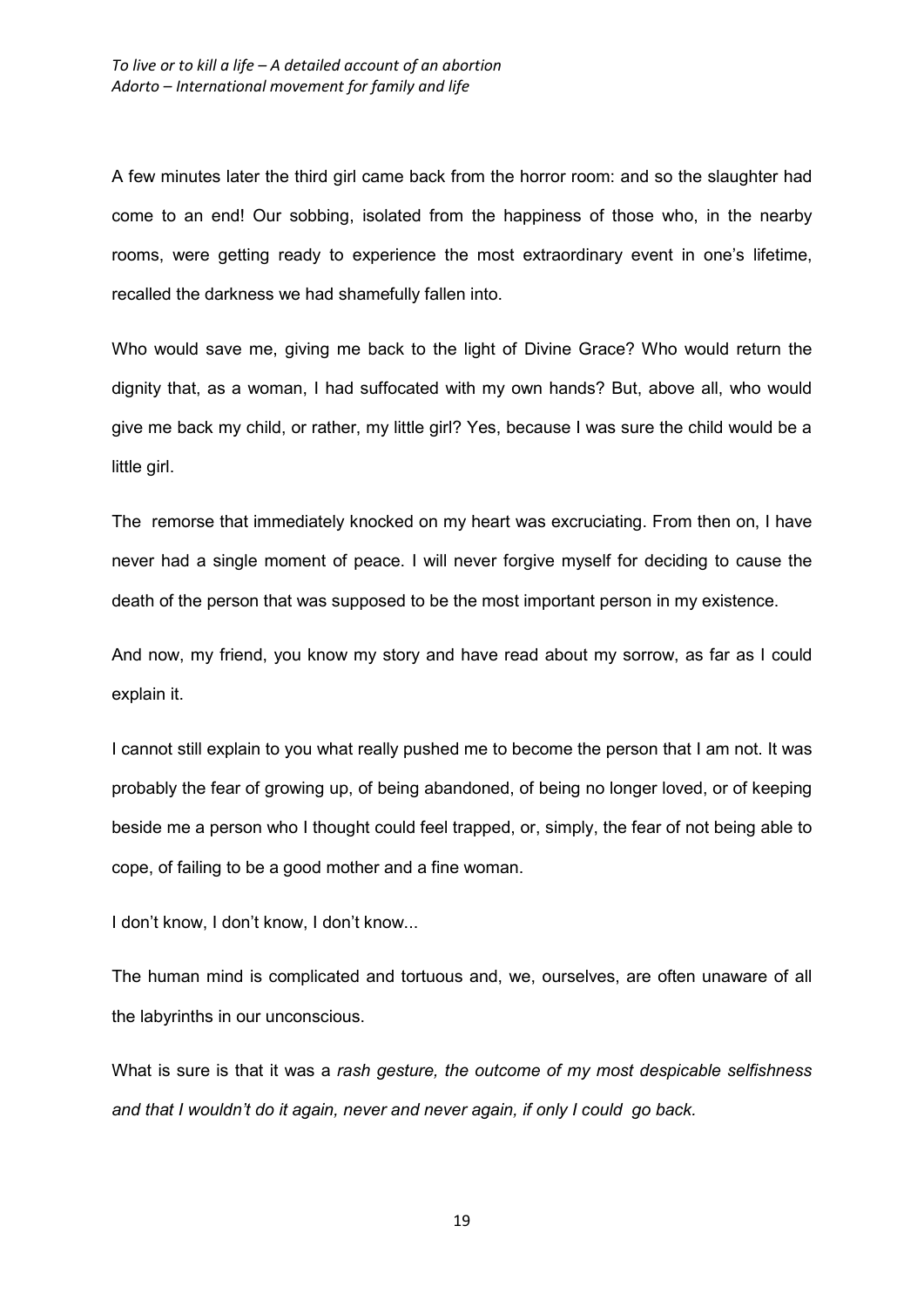A few minutes later the third girl came back from the horror room: and so the slaughter had come to an end! Our sobbing, isolated from the happiness of those who, in the nearby rooms, were getting ready to experience the most extraordinary event in one's lifetime, recalled the darkness we had shamefully fallen into.

Who would save me, giving me back to the light of Divine Grace? Who would return the dignity that, as a woman, I had suffocated with my own hands? But, above all, who would give me back my child, or rather, my little girl? Yes, because I was sure the child would be a little girl.

The remorse that immediately knocked on my heart was excruciating. From then on, I have never had a single moment of peace. I will never forgive myself for deciding to cause the death of the person that was supposed to be the most important person in my existence.

And now, my friend, you know my story and have read about my sorrow, as far as I could explain it.

I cannot still explain to you what really pushed me to become the person that I am not. It was probably the fear of growing up, of being abandoned, of being no longer loved, or of keeping beside me a person who I thought could feel trapped, or, simply, the fear of not being able to cope, of failing to be a good mother and a fine woman.

I don't know, I don't know, I don't know...

The human mind is complicated and tortuous and, we, ourselves, are often unaware of all the labyrinths in our unconscious.

What is sure is that it was a *rash gesture, the outcome of my most despicable selfishness and that I wouldn't do it again, never and never again, if only I could go back.*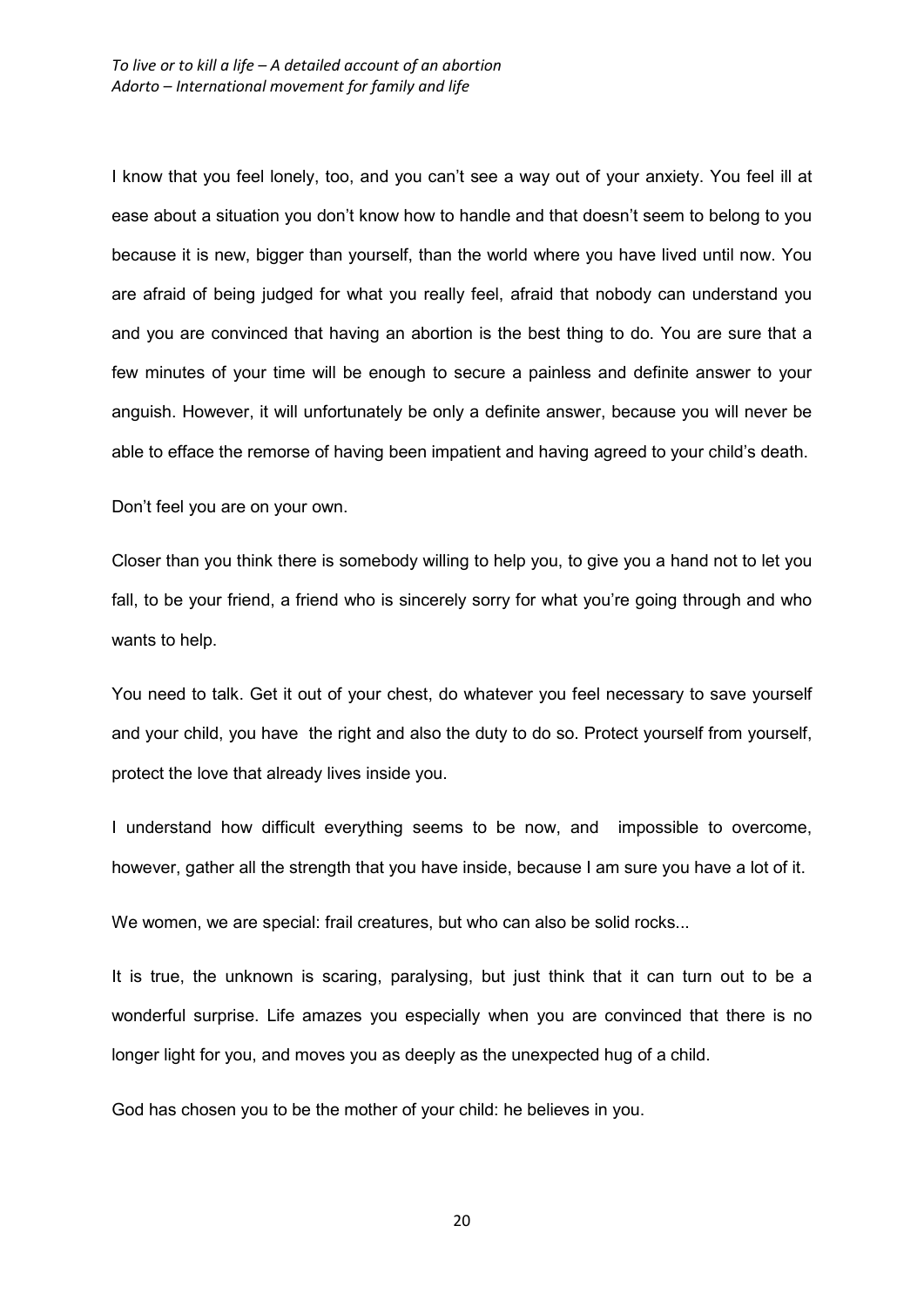I know that you feel lonely, too, and you can't see a way out of your anxiety. You feel ill at ease about a situation you don't know how to handle and that doesn't seem to belong to you because it is new, bigger than yourself, than the world where you have lived until now. You are afraid of being judged for what you really feel, afraid that nobody can understand you and you are convinced that having an abortion is the best thing to do. You are sure that a few minutes of your time will be enough to secure a painless and definite answer to your anguish. However, it will unfortunately be only a definite answer, because you will never be able to efface the remorse of having been impatient and having agreed to your child's death.

Don't feel you are on your own.

Closer than you think there is somebody willing to help you, to give you a hand not to let you fall, to be your friend, a friend who is sincerely sorry for what you're going through and who wants to help.

You need to talk. Get it out of your chest, do whatever you feel necessary to save yourself and your child, you have the right and also the duty to do so. Protect yourself from yourself, protect the love that already lives inside you.

I understand how difficult everything seems to be now, and impossible to overcome, however, gather all the strength that you have inside, because I am sure you have a lot of it.

We women, we are special: frail creatures, but who can also be solid rocks...

It is true, the unknown is scaring, paralysing, but just think that it can turn out to be a wonderful surprise. Life amazes you especially when you are convinced that there is no longer light for you, and moves you as deeply as the unexpected hug of a child.

God has chosen you to be the mother of your child: he believes in you.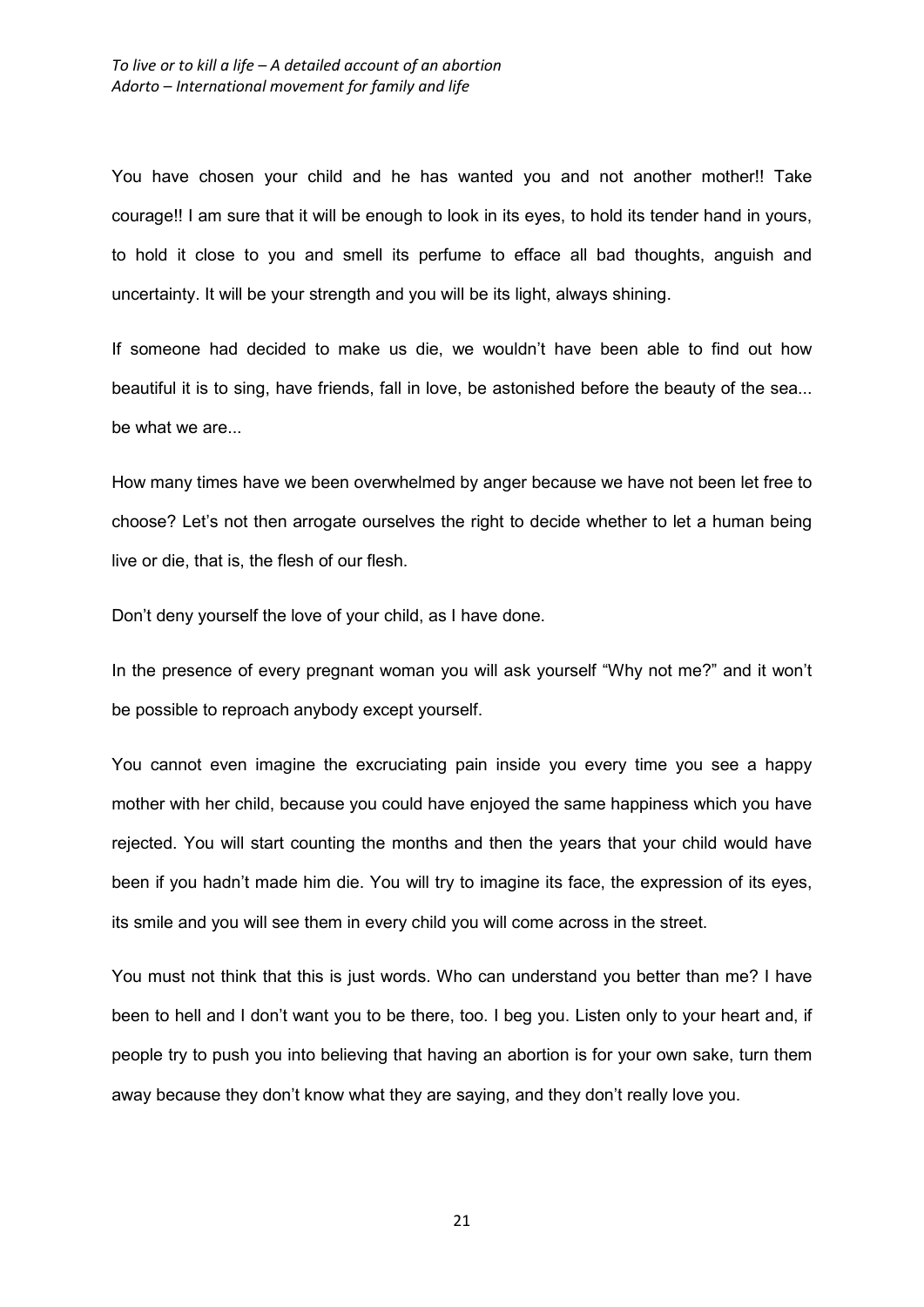You have chosen your child and he has wanted you and not another mother!! Take courage!! I am sure that it will be enough to look in its eyes, to hold its tender hand in yours, to hold it close to you and smell its perfume to efface all bad thoughts, anguish and uncertainty. It will be your strength and you will be its light, always shining.

If someone had decided to make us die, we wouldn't have been able to find out how beautiful it is to sing, have friends, fall in love, be astonished before the beauty of the sea... be what we are...

How many times have we been overwhelmed by anger because we have not been let free to choose? Let's not then arrogate ourselves the right to decide whether to let a human being live or die, that is, the flesh of our flesh.

Don't deny yourself the love of your child, as I have done.

In the presence of every pregnant woman you will ask yourself "Why not me?" and it won't be possible to reproach anybody except yourself.

You cannot even imagine the excruciating pain inside you every time you see a happy mother with her child, because you could have enjoyed the same happiness which you have rejected. You will start counting the months and then the years that your child would have been if you hadn't made him die. You will try to imagine its face, the expression of its eyes, its smile and you will see them in every child you will come across in the street.

You must not think that this is just words. Who can understand you better than me? I have been to hell and I don't want you to be there, too. I beg you. Listen only to your heart and, if people try to push you into believing that having an abortion is for your own sake, turn them away because they don't know what they are saying, and they don't really love you.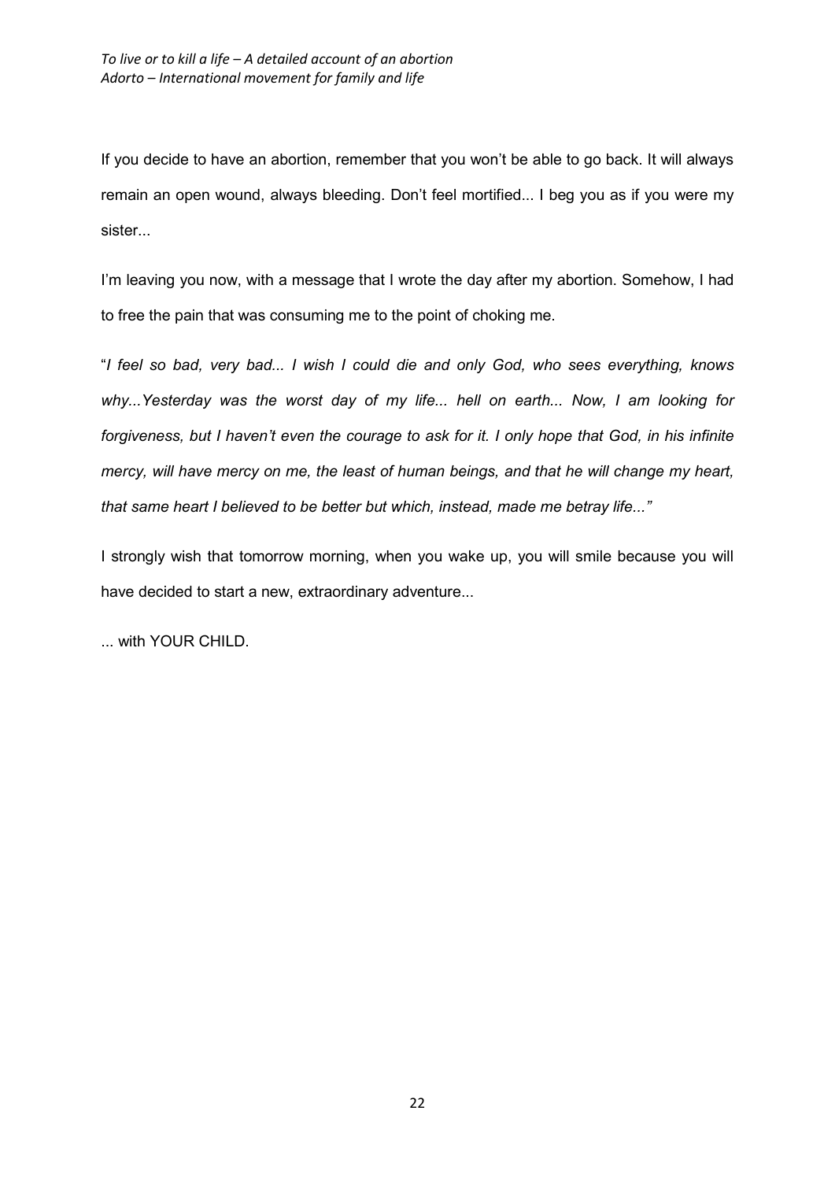If you decide to have an abortion, remember that you won't be able to go back. It will always remain an open wound, always bleeding. Don't feel mortified... I beg you as if you were my sister...

I'm leaving you now, with a message that I wrote the day after my abortion. Somehow, I had to free the pain that was consuming me to the point of choking me.

"*I feel so bad, very bad... I wish I could die and only God, who sees everything, knows why...Yesterday was the worst day of my life... hell on earth... Now, I am looking for forgiveness, but I haven't even the courage to ask for it. I only hope that God, in his infinite mercy, will have mercy on me, the least of human beings, and that he will change my heart, that same heart I believed to be better but which, instead, made me betray life...*"

I strongly wish that tomorrow morning, when you wake up, you will smile because you will have decided to start a new, extraordinary adventure...

... with YOUR CHILD.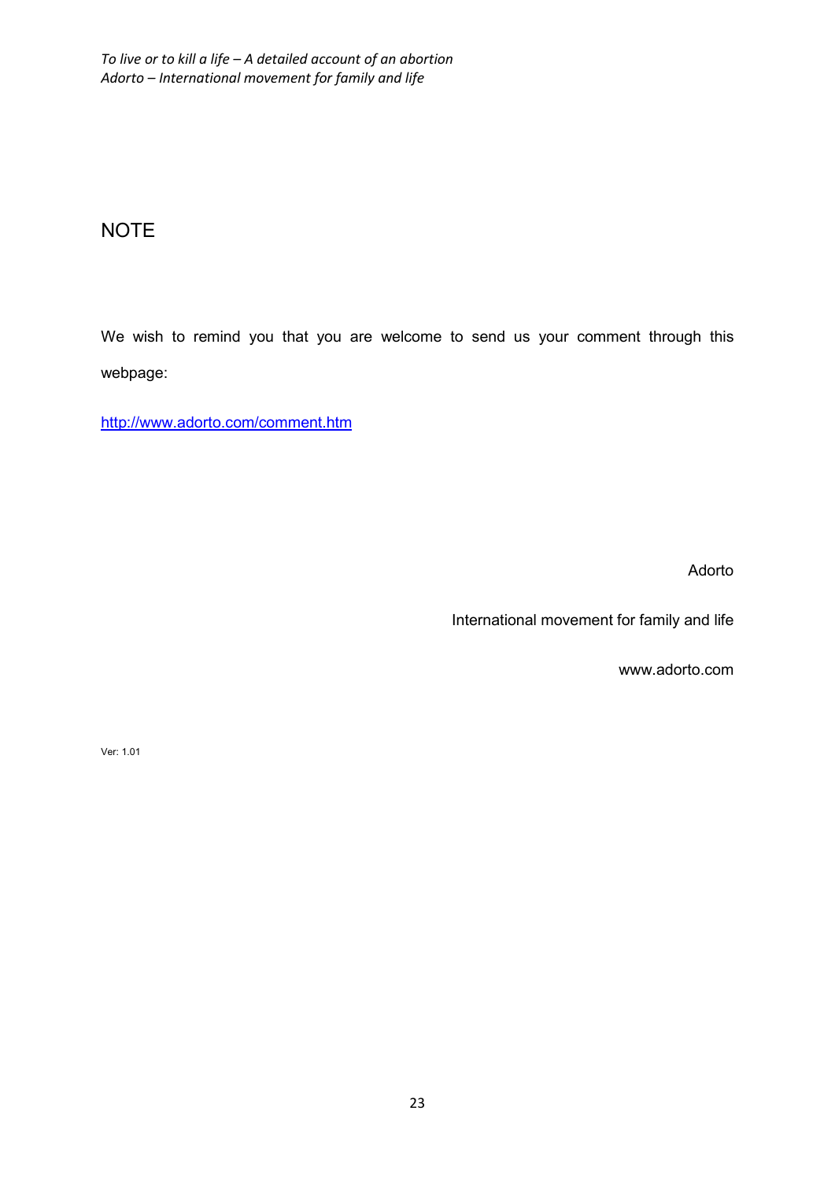# NOTE

We wish to remind you that you are welcome to send us your comment through this webpage:

http://www.adorto.com/comment.htm

Adorto

International movement for family and life

www.adorto.com

Ver: 1.01